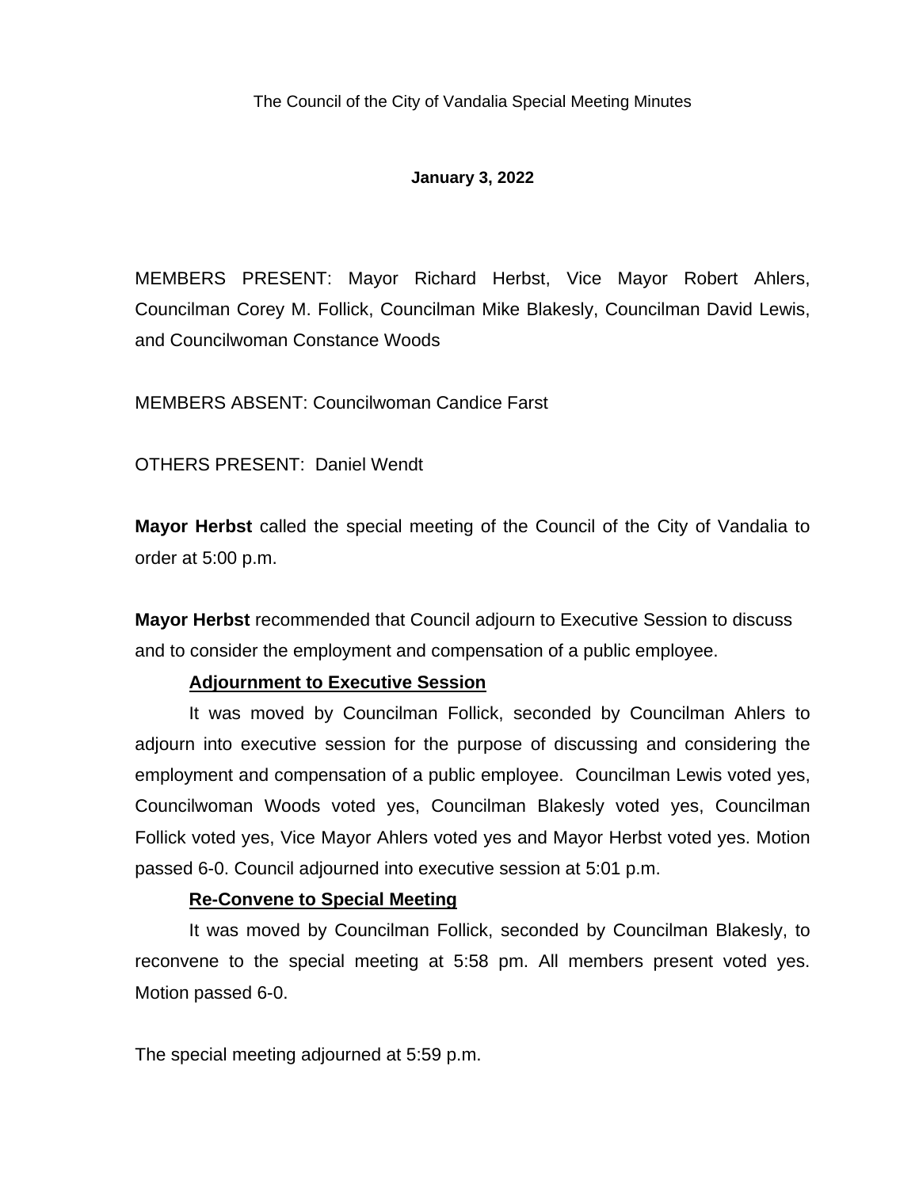The Council of the City of Vandalia Special Meeting Minutes

**January 3, 2022**

MEMBERS PRESENT: Mayor Richard Herbst, Vice Mayor Robert Ahlers, Councilman Corey M. Follick, Councilman Mike Blakesly, Councilman David Lewis, and Councilwoman Constance Woods

MEMBERS ABSENT: Councilwoman Candice Farst

OTHERS PRESENT: Daniel Wendt

**Mayor Herbst** called the special meeting of the Council of the City of Vandalia to order at 5:00 p.m.

**Mayor Herbst** recommended that Council adjourn to Executive Session to discuss and to consider the employment and compensation of a public employee.

**Adjournment to Executive Session**

It was moved by Councilman Follick, seconded by Councilman Ahlers to adjourn into executive session for the purpose of discussing and considering the employment and compensation of a public employee. Councilman Lewis voted yes, Councilwoman Woods voted yes, Councilman Blakesly voted yes, Councilman Follick voted yes, Vice Mayor Ahlers voted yes and Mayor Herbst voted yes. Motion passed 6-0. Council adjourned into executive session at 5:01 p.m.

**Re-Convene to Special Meeting**

It was moved by Councilman Follick, seconded by Councilman Blakesly, to reconvene to the special meeting at 5:58 pm. All members present voted yes. Motion passed 6-0.

The special meeting adjourned at 5:59 p.m.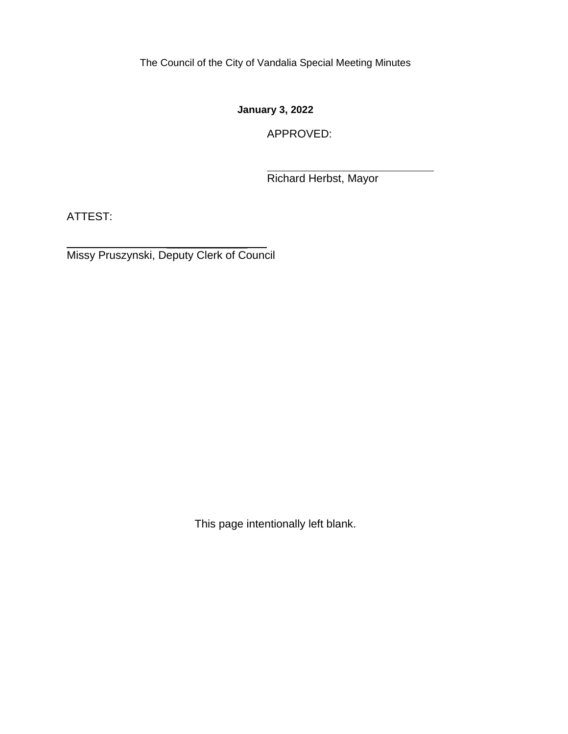The Council of the City of Vandalia Special Meeting Minutes

**January 3, 2022**

APPROVED:

\_\_\_\_\_\_\_\_\_\_\_\_\_\_\_\_\_\_\_\_\_\_\_\_\_\_\_\_\_\_
Richard Herbst, Mayor

ATTEST:

\_\_\_\_\_\_\_\_\_\_\_\_\_\_\_\_\_\_\_\_\_\_\_\_\_\_\_\_\_\_\_\_\_\_\_\_
Missy Pruszynski, Deputy Clerk of Council

This page intentionally left blank.